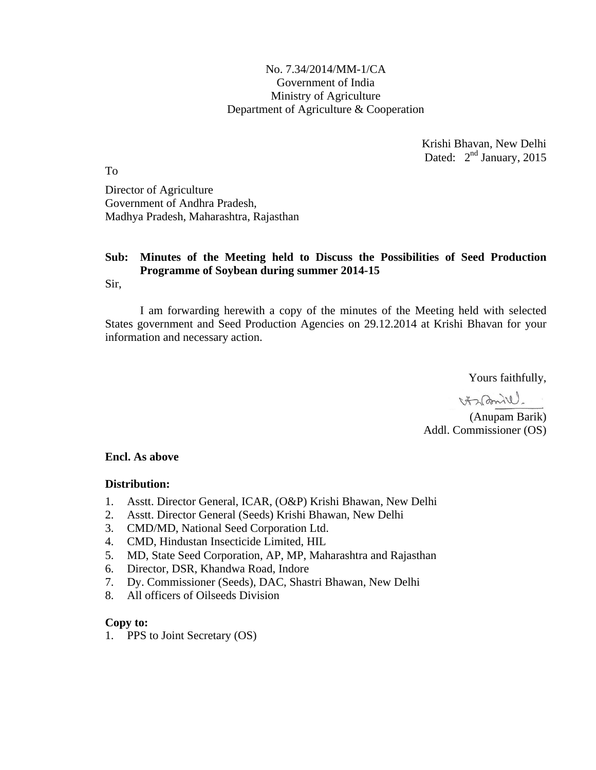No. 7.34/2014/MM-1/CA
Government of India
Ministry of Agriculture
Department of Agriculture & Cooperation

Krishi Bhavan, New Delhi
Dated: 2nd January, 2015

To

Director of Agriculture
Government of Andhra Pradesh,
Madhya Pradesh, Maharashtra, Rajasthan

**Sub: Minutes of the Meeting held to Discuss the Possibilities of Seed Production Programme of Soybean during summer 2014-15**

Sir,

I am forwarding herewith a copy of the minutes of the Meeting held with selected States government and Seed Production Agencies on 29.12.2014 at Krishi Bhavan for your information and necessary action.

Yours faithfully,

(Anupam Barik)
Addl. Commissioner (OS)

**Encl. As above**

**Distribution:**

1. Asstt. Director General, ICAR, (O&P) Krishi Bhawan, New Delhi
2. Asstt. Director General (Seeds) Krishi Bhawan, New Delhi
3. CMD/MD, National Seed Corporation Ltd.
4. CMD, Hindustan Insecticide Limited, HIL
5. MD, State Seed Corporation, AP, MP, Maharashtra and Rajasthan
6. Director, DSR, Khandwa Road, Indore
7. Dy. Commissioner (Seeds), DAC, Shastri Bhawan, New Delhi
8. All officers of Oilseeds Division

**Copy to:**

1. PPS to Joint Secretary (OS)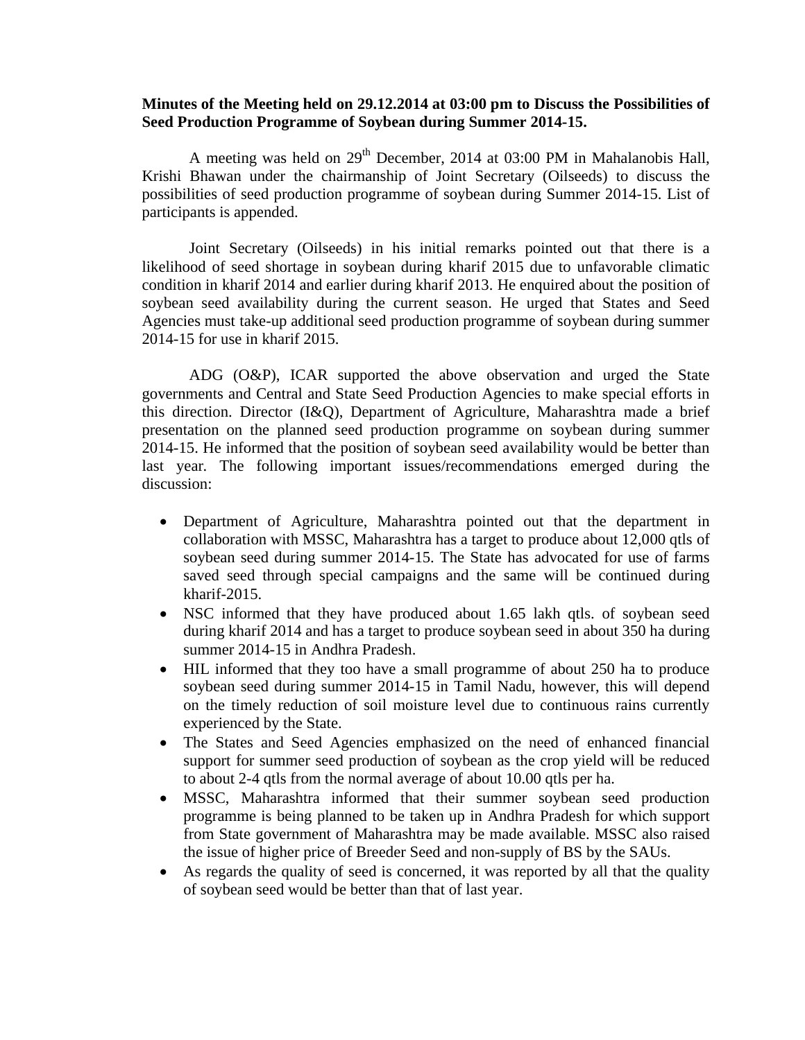**Minutes of the Meeting held on 29.12.2014 at 03:00 pm to Discuss the Possibilities of Seed Production Programme of Soybean during Summer 2014-15.**

A meeting was held on 29th December, 2014 at 03:00 PM in Mahalanobis Hall, Krishi Bhawan under the chairmanship of Joint Secretary (Oilseeds) to discuss the possibilities of seed production programme of soybean during Summer 2014-15. List of participants is appended.

Joint Secretary (Oilseeds) in his initial remarks pointed out that there is a likelihood of seed shortage in soybean during kharif 2015 due to unfavorable climatic condition in kharif 2014 and earlier during kharif 2013. He enquired about the position of soybean seed availability during the current season. He urged that States and Seed Agencies must take-up additional seed production programme of soybean during summer 2014-15 for use in kharif 2015.

ADG (O&P), ICAR supported the above observation and urged the State governments and Central and State Seed Production Agencies to make special efforts in this direction. Director (I&Q), Department of Agriculture, Maharashtra made a brief presentation on the planned seed production programme on soybean during summer 2014-15. He informed that the position of soybean seed availability would be better than last year. The following important issues/recommendations emerged during the discussion:

- Department of Agriculture, Maharashtra pointed out that the department in collaboration with MSSC, Maharashtra has a target to produce about 12,000 qtls of soybean seed during summer 2014-15. The State has advocated for use of farms saved seed through special campaigns and the same will be continued during kharif-2015.
- NSC informed that they have produced about 1.65 lakh qtls. of soybean seed during kharif 2014 and has a target to produce soybean seed in about 350 ha during summer 2014-15 in Andhra Pradesh.
- HIL informed that they too have a small programme of about 250 ha to produce soybean seed during summer 2014-15 in Tamil Nadu, however, this will depend on the timely reduction of soil moisture level due to continuous rains currently experienced by the State.
- The States and Seed Agencies emphasized on the need of enhanced financial support for summer seed production of soybean as the crop yield will be reduced to about 2-4 qtls from the normal average of about 10.00 qtls per ha.
- MSSC, Maharashtra informed that their summer soybean seed production programme is being planned to be taken up in Andhra Pradesh for which support from State government of Maharashtra may be made available. MSSC also raised the issue of higher price of Breeder Seed and non-supply of BS by the SAUs.
- As regards the quality of seed is concerned, it was reported by all that the quality of soybean seed would be better than that of last year.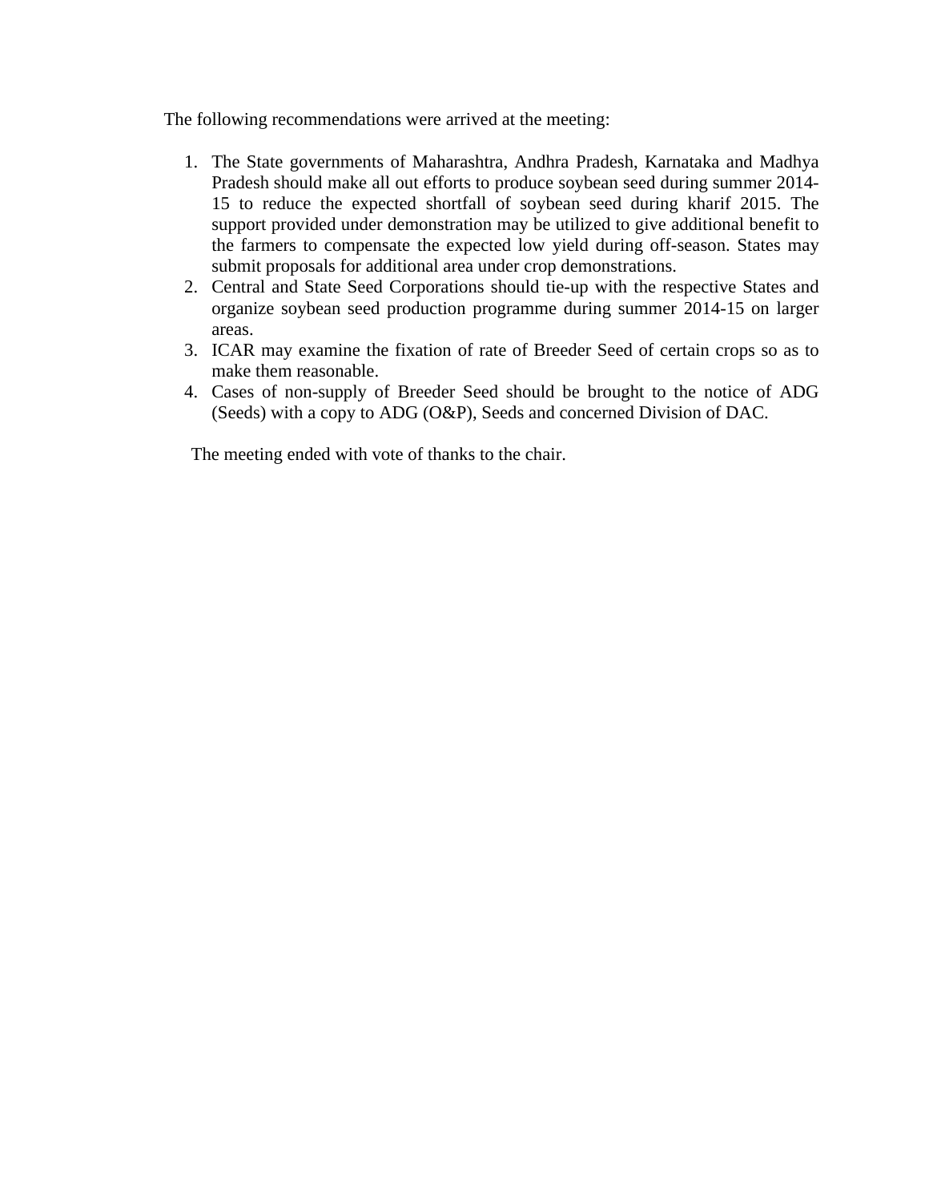The following recommendations were arrived at the meeting:

1. The State governments of Maharashtra, Andhra Pradesh, Karnataka and Madhya Pradesh should make all out efforts to produce soybean seed during summer 2014-15 to reduce the expected shortfall of soybean seed during kharif 2015. The support provided under demonstration may be utilized to give additional benefit to the farmers to compensate the expected low yield during off-season. States may submit proposals for additional area under crop demonstrations.
2. Central and State Seed Corporations should tie-up with the respective States and organize soybean seed production programme during summer 2014-15 on larger areas.
3. ICAR may examine the fixation of rate of Breeder Seed of certain crops so as to make them reasonable.
4. Cases of non-supply of Breeder Seed should be brought to the notice of ADG (Seeds) with a copy to ADG (O&P), Seeds and concerned Division of DAC.

The meeting ended with vote of thanks to the chair.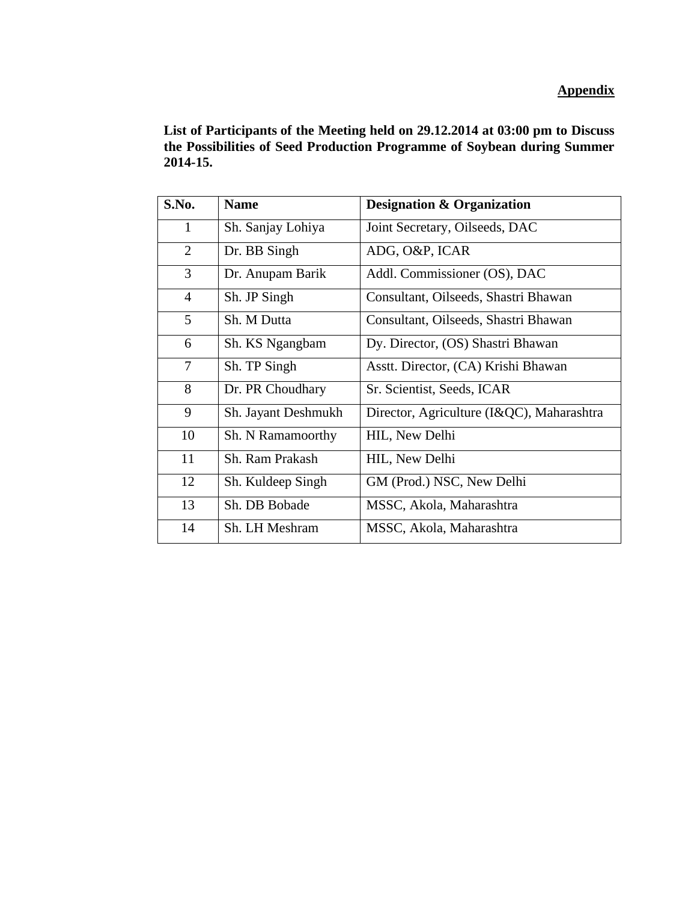**Appendix**

**List of Participants of the Meeting held on 29.12.2014 at 03:00 pm to Discuss the Possibilities of Seed Production Programme of Soybean during Summer 2014-15.**

| S.No. | Name | Designation & Organization |
|---|---|---|
| 1 | Sh. Sanjay Lohiya | Joint Secretary, Oilseeds, DAC |
| 2 | Dr. BB Singh | ADG, O&P, ICAR |
| 3 | Dr. Anupam Barik | Addl. Commissioner (OS), DAC |
| 4 | Sh. JP Singh | Consultant, Oilseeds, Shastri Bhawan |
| 5 | Sh. M Dutta | Consultant, Oilseeds, Shastri Bhawan |
| 6 | Sh. KS Ngangbam | Dy. Director, (OS) Shastri Bhawan |
| 7 | Sh. TP Singh | Asstt. Director, (CA) Krishi Bhawan |
| 8 | Dr. PR Choudhary | Sr. Scientist, Seeds, ICAR |
| 9 | Sh. Jayant Deshmukh | Director, Agriculture (I&QC), Maharashtra |
| 10 | Sh. N Ramamoorthy | HIL, New Delhi |
| 11 | Sh. Ram Prakash | HIL, New Delhi |
| 12 | Sh. Kuldeep Singh | GM (Prod.) NSC, New Delhi |
| 13 | Sh. DB Bobade | MSSC, Akola, Maharashtra |
| 14 | Sh. LH Meshram | MSSC, Akola, Maharashtra |